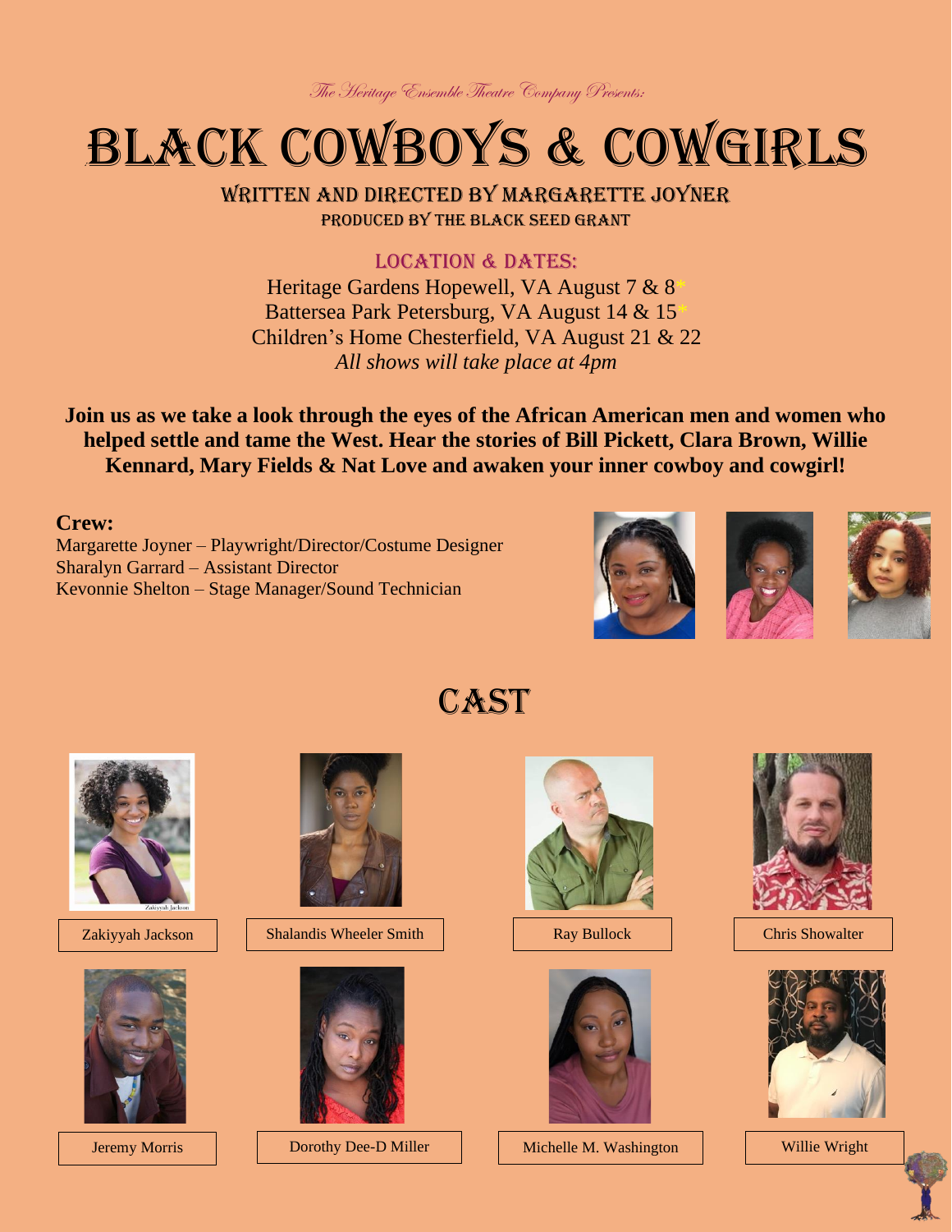*The Heritage Ensemble Theatre Company Presents:*

# BLACK COWBOYS & COWGIRLS

## WRITTEN AND DIRECTED BY MARGARETTE JOYNER

PRODUCED BY THE BLACK SEED GRANT

### LOCATION & DATES:

Heritage Gardens Hopewell, VA August 7 & 8*
Battersea Park Petersburg, VA August 14 & 15*
Children's Home Chesterfield, VA August 21 & 22
*All shows will take place at 4pm*

**Join us as we take a look through the eyes of the African American men and women who helped settle and tame the West. Hear the stories of Bill Pickett, Clara Brown, Willie Kennard, Mary Fields & Nat Love and awaken your inner cowboy and cowgirl!**

**Crew:**

Margarette Joyner – Playwright/Director/Costume Designer
Sharalyn Garrard – Assistant Director
Kevonnie Shelton – Stage Manager/Sound Technician

## CAST

Zakiyyah Jackson

Shalandis Wheeler Smith

Ray Bullock

Chris Showalter

Jeremy Morris

Dorothy Dee-D Miller

Michelle M. Washington

Willie Wright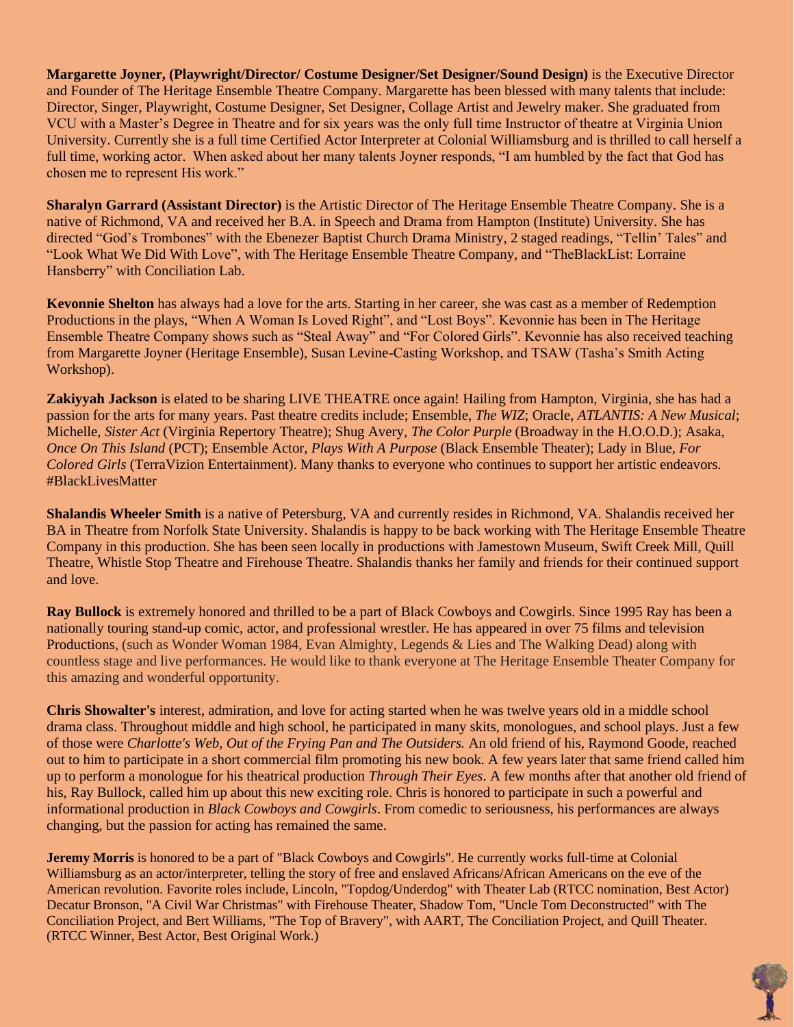**Margarette Joyner, (Playwright/Director/ Costume Designer/Set Designer/Sound Design)** is the Executive Director and Founder of The Heritage Ensemble Theatre Company. Margarette has been blessed with many talents that include: Director, Singer, Playwright, Costume Designer, Set Designer, Collage Artist and Jewelry maker. She graduated from VCU with a Master's Degree in Theatre and for six years was the only full time Instructor of theatre at Virginia Union University. Currently she is a full time Certified Actor Interpreter at Colonial Williamsburg and is thrilled to call herself a full time, working actor. When asked about her many talents Joyner responds, "I am humbled by the fact that God has chosen me to represent His work."

**Sharalyn Garrard (Assistant Director)** is the Artistic Director of The Heritage Ensemble Theatre Company. She is a native of Richmond, VA and received her B.A. in Speech and Drama from Hampton (Institute) University. She has directed "God's Trombones" with the Ebenezer Baptist Church Drama Ministry, 2 staged readings, "Tellin' Tales" and "Look What We Did With Love", with The Heritage Ensemble Theatre Company, and "TheBlackList: Lorraine Hansberry" with Conciliation Lab.

**Kevonnie Shelton** has always had a love for the arts. Starting in her career, she was cast as a member of Redemption Productions in the plays, "When A Woman Is Loved Right", and "Lost Boys". Kevonnie has been in The Heritage Ensemble Theatre Company shows such as "Steal Away" and "For Colored Girls". Kevonnie has also received teaching from Margarette Joyner (Heritage Ensemble), Susan Levine-Casting Workshop, and TSAW (Tasha's Smith Acting Workshop).

**Zakiyyah Jackson** is elated to be sharing LIVE THEATRE once again! Hailing from Hampton, Virginia, she has had a passion for the arts for many years. Past theatre credits include; Ensemble, *The WIZ*; Oracle, *ATLANTIS: A New Musical*; Michelle, *Sister Act* (Virginia Repertory Theatre); Shug Avery, *The Color Purple* (Broadway in the H.O.O.D.); Asaka, *Once On This Island* (PCT); Ensemble Actor, *Plays With A Purpose* (Black Ensemble Theater); Lady in Blue, *For Colored Girls* (TerraVizion Entertainment). Many thanks to everyone who continues to support her artistic endeavors. #BlackLivesMatter

**Shalandis Wheeler Smith** is a native of Petersburg, VA and currently resides in Richmond, VA. Shalandis received her BA in Theatre from Norfolk State University. Shalandis is happy to be back working with The Heritage Ensemble Theatre Company in this production. She has been seen locally in productions with Jamestown Museum, Swift Creek Mill, Quill Theatre, Whistle Stop Theatre and Firehouse Theatre. Shalandis thanks her family and friends for their continued support and love.

**Ray Bullock** is extremely honored and thrilled to be a part of Black Cowboys and Cowgirls. Since 1995 Ray has been a nationally touring stand-up comic, actor, and professional wrestler. He has appeared in over 75 films and television Productions, (such as Wonder Woman 1984, Evan Almighty, Legends & Lies and The Walking Dead) along with countless stage and live performances. He would like to thank everyone at The Heritage Ensemble Theater Company for this amazing and wonderful opportunity.

**Chris Showalter's** interest, admiration, and love for acting started when he was twelve years old in a middle school drama class. Throughout middle and high school, he participated in many skits, monologues, and school plays. Just a few of those were *Charlotte's Web, Out of the Frying Pan and The Outsiders.* An old friend of his, Raymond Goode, reached out to him to participate in a short commercial film promoting his new book. A few years later that same friend called him up to perform a monologue for his theatrical production *Through Their Eyes*. A few months after that another old friend of his, Ray Bullock, called him up about this new exciting role. Chris is honored to participate in such a powerful and informational production in *Black Cowboys and Cowgirls*. From comedic to seriousness, his performances are always changing, but the passion for acting has remained the same.

**Jeremy Morris** is honored to be a part of "Black Cowboys and Cowgirls". He currently works full-time at Colonial Williamsburg as an actor/interpreter, telling the story of free and enslaved Africans/African Americans on the eve of the American revolution. Favorite roles include, Lincoln, "Topdog/Underdog" with Theater Lab (RTCC nomination, Best Actor) Decatur Bronson, "A Civil War Christmas" with Firehouse Theater, Shadow Tom, "Uncle Tom Deconstructed" with The Conciliation Project, and Bert Williams, "The Top of Bravery", with AART, The Conciliation Project, and Quill Theater. (RTCC Winner, Best Actor, Best Original Work.)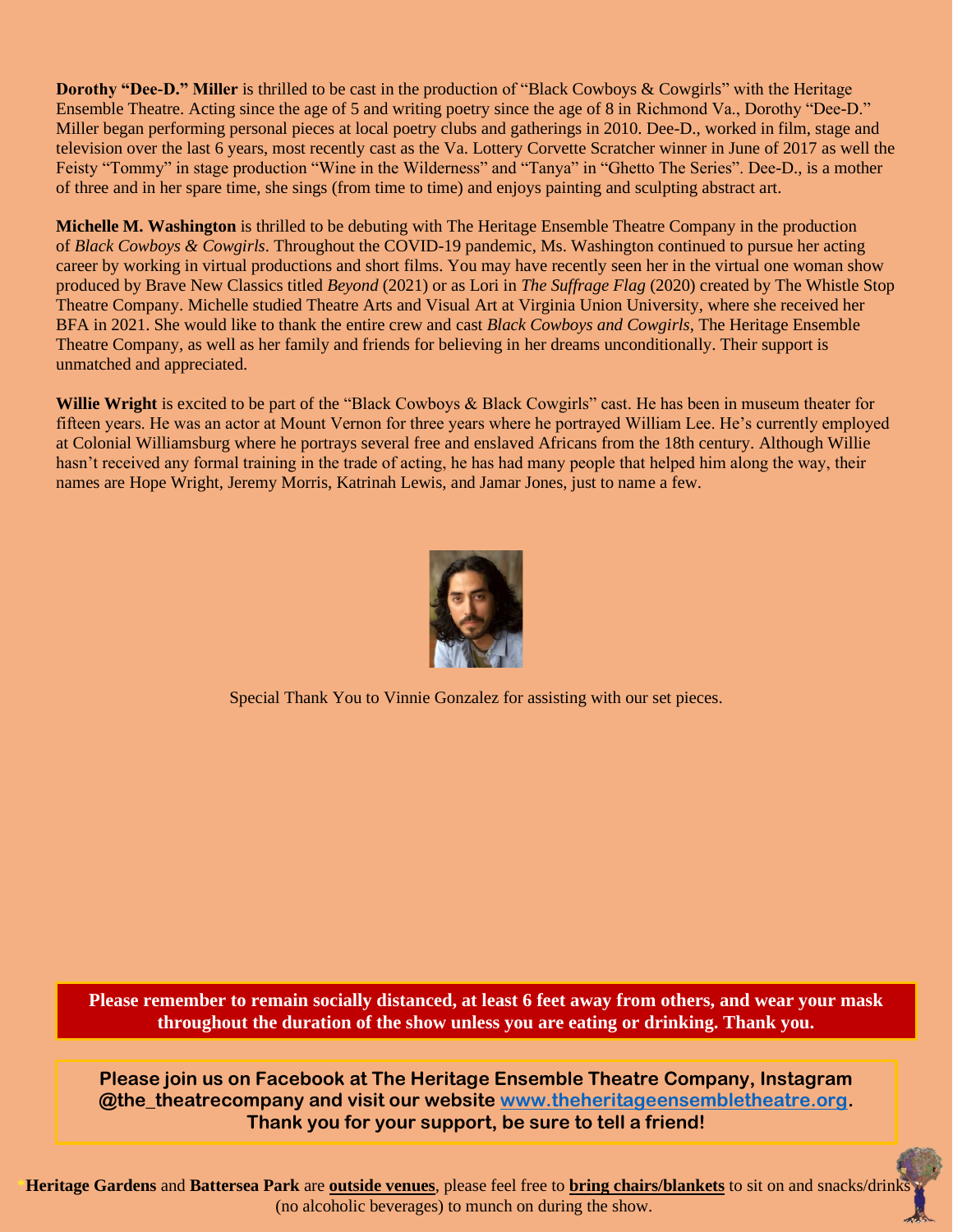**Dorothy "Dee-D." Miller** is thrilled to be cast in the production of "Black Cowboys & Cowgirls" with the Heritage Ensemble Theatre. Acting since the age of 5 and writing poetry since the age of 8 in Richmond Va., Dorothy "Dee-D." Miller began performing personal pieces at local poetry clubs and gatherings in 2010. Dee-D., worked in film, stage and television over the last 6 years, most recently cast as the Va. Lottery Corvette Scratcher winner in June of 2017 as well the Feisty "Tommy" in stage production "Wine in the Wilderness" and "Tanya" in "Ghetto The Series". Dee-D., is a mother of three and in her spare time, she sings (from time to time) and enjoys painting and sculpting abstract art.

**Michelle M. Washington** is thrilled to be debuting with The Heritage Ensemble Theatre Company in the production of *Black Cowboys & Cowgirls*. Throughout the COVID-19 pandemic, Ms. Washington continued to pursue her acting career by working in virtual productions and short films. You may have recently seen her in the virtual one woman show produced by Brave New Classics titled *Beyond* (2021) or as Lori in *The Suffrage Flag* (2020) created by The Whistle Stop Theatre Company. Michelle studied Theatre Arts and Visual Art at Virginia Union University, where she received her BFA in 2021. She would like to thank the entire crew and cast *Black Cowboys and Cowgirls*, The Heritage Ensemble Theatre Company, as well as her family and friends for believing in her dreams unconditionally. Their support is unmatched and appreciated.

**Willie Wright** is excited to be part of the "Black Cowboys & Black Cowgirls" cast. He has been in museum theater for fifteen years. He was an actor at Mount Vernon for three years where he portrayed William Lee. He's currently employed at Colonial Williamsburg where he portrays several free and enslaved Africans from the 18th century. Although Willie hasn't received any formal training in the trade of acting, he has had many people that helped him along the way, their names are Hope Wright, Jeremy Morris, Katrinah Lewis, and Jamar Jones, just to name a few.

Special Thank You to Vinnie Gonzalez for assisting with our set pieces.

**Please remember to remain socially distanced, at least 6 feet away from others, and wear your mask throughout the duration of the show unless you are eating or drinking. Thank you.**

**Please join us on Facebook at The Heritage Ensemble Theatre Company, Instagram @the_theatrecompany and visit our website [www.theheritageensembletheatre.org](http://www.theheritageensembletheatre.org). Thank you for your support, be sure to tell a friend!**

***Heritage Gardens** and **Battersea Park** are **outside venues**, please feel free to **bring chairs/blankets** to sit on and snacks/drinks (no alcoholic beverages) to munch on during the show.